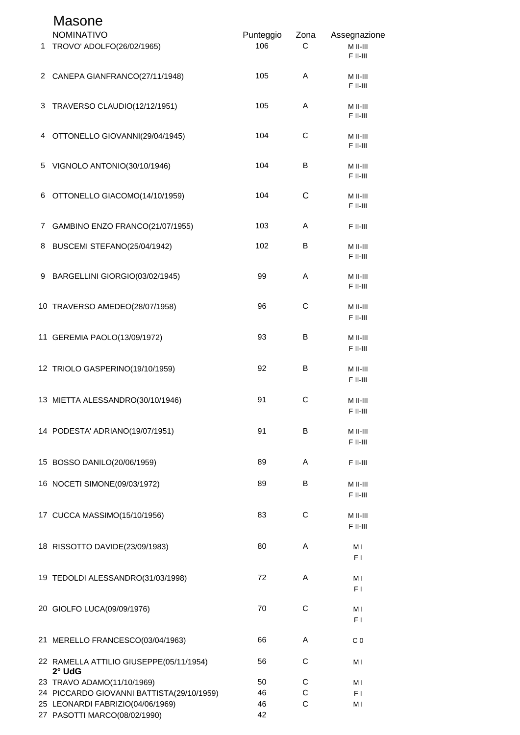# Masone

| | NOMINATIVO | Punteggio | Zona | Assegnazione |
|---|---|---|---|---|
| 1 | TROVO' ADOLFO(26/02/1965) | 106 | C | M II-III<br>F II-III |
| 2 | CANEPA GIANFRANCO(27/11/1948) | 105 | A | M II-III<br>F II-III |
| 3 | TRAVERSO CLAUDIO(12/12/1951) | 105 | A | M II-III<br>F II-III |
| 4 | OTTONELLO GIOVANNI(29/04/1945) | 104 | C | M II-III<br>F II-III |
| 5 | VIGNOLO ANTONIO(30/10/1946) | 104 | B | M II-III<br>F II-III |
| 6 | OTTONELLO GIACOMO(14/10/1959) | 104 | C | M II-III<br>F II-III |
| 7 | GAMBINO ENZO FRANCO(21/07/1955) | 103 | A | F II-III |
| 8 | BUSCEMI STEFANO(25/04/1942) | 102 | B | M II-III<br>F II-III |
| 9 | BARGELLINI GIORGIO(03/02/1945) | 99 | A | M II-III<br>F II-III |
| 10 | TRAVERSO AMEDEO(28/07/1958) | 96 | C | M II-III<br>F II-III |
| 11 | GEREMIA PAOLO(13/09/1972) | 93 | B | M II-III<br>F II-III |
| 12 | TRIOLO GASPERINO(19/10/1959) | 92 | B | M II-III<br>F II-III |
| 13 | MIETTA ALESSANDRO(30/10/1946) | 91 | C | M II-III<br>F II-III |
| 14 | PODESTA' ADRIANO(19/07/1951) | 91 | B | M II-III<br>F II-III |
| 15 | BOSSO DANILO(20/06/1959) | 89 | A | F II-III |
| 16 | NOCETI SIMONE(09/03/1972) | 89 | B | M II-III<br>F II-III |
| 17 | CUCCA MASSIMO(15/10/1956) | 83 | C | M II-III<br>F II-III |
| 18 | RISSOTTO DAVIDE(23/09/1983) | 80 | A | M I<br>F I |
| 19 | TEDOLDI ALESSANDRO(31/03/1998) | 72 | A | M I<br>F I |
| 20 | GIOLFO LUCA(09/09/1976) | 70 | C | M I<br>F I |
| 21 | MERELLO FRANCESCO(03/04/1963) | 66 | A | C 0 |
| 22 | RAMELLA ATTILIO GIUSEPPE(05/11/1954) | 56 | C | M I |
| | **2° UdG** | | | |
| 23 | TRAVO ADAMO(11/10/1969) | 50 | C | M I |
| 24 | PICCARDO GIOVANNI BATTISTA(29/10/1959) | 46 | C | F I |
| 25 | LEONARDI FABRIZIO(04/06/1969) | 46 | C | M I |
| 27 | PASOTTI MARCO(08/02/1990) | 42 | | |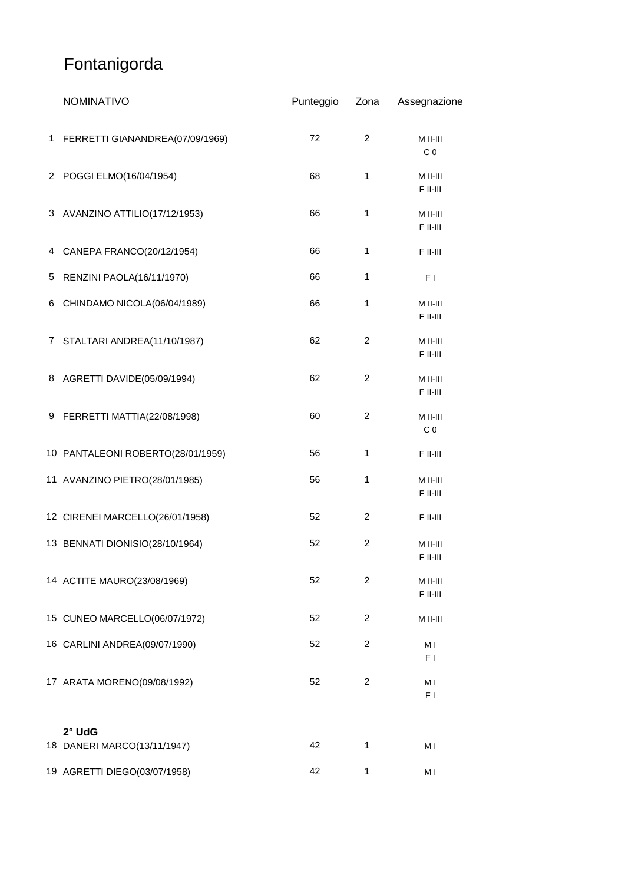# Fontanigorda

| | NOMINATIVO | Punteggio | Zona | Assegnazione |
|---|---|---|---|---|
| 1 | FERRETTI GIANANDREA(07/09/1969) | 72 | 2 | M II-III<br>C 0 |
| 2 | POGGI ELMO(16/04/1954) | 68 | 1 | M II-III<br>F II-III |
| 3 | AVANZINO ATTILIO(17/12/1953) | 66 | 1 | M II-III<br>F II-III |
| 4 | CANEPA FRANCO(20/12/1954) | 66 | 1 | F II-III |
| 5 | RENZINI PAOLA(16/11/1970) | 66 | 1 | F I |
| 6 | CHINDAMO NICOLA(06/04/1989) | 66 | 1 | M II-III<br>F II-III |
| 7 | STALTARI ANDREA(11/10/1987) | 62 | 2 | M II-III<br>F II-III |
| 8 | AGRETTI DAVIDE(05/09/1994) | 62 | 2 | M II-III<br>F II-III |
| 9 | FERRETTI MATTIA(22/08/1998) | 60 | 2 | M II-III<br>C 0 |
| 10 | PANTALEONI ROBERTO(28/01/1959) | 56 | 1 | F II-III |
| 11 | AVANZINO PIETRO(28/01/1985) | 56 | 1 | M II-III<br>F II-III |
| 12 | CIRENEI MARCELLO(26/01/1958) | 52 | 2 | F II-III |
| 13 | BENNATI DIONISIO(28/10/1964) | 52 | 2 | M II-III<br>F II-III |
| 14 | ACTITE MAURO(23/08/1969) | 52 | 2 | M II-III<br>F II-III |
| 15 | CUNEO MARCELLO(06/07/1972) | 52 | 2 | M II-III |
| 16 | CARLINI ANDREA(09/07/1990) | 52 | 2 | M I<br>F I |
| 17 | ARATA MORENO(09/08/1992) | 52 | 2 | M I<br>F I |
| | **2° UdG** | | | |
| 18 | DANERI MARCO(13/11/1947) | 42 | 1 | M I |
| 19 | AGRETTI DIEGO(03/07/1958) | 42 | 1 | M I |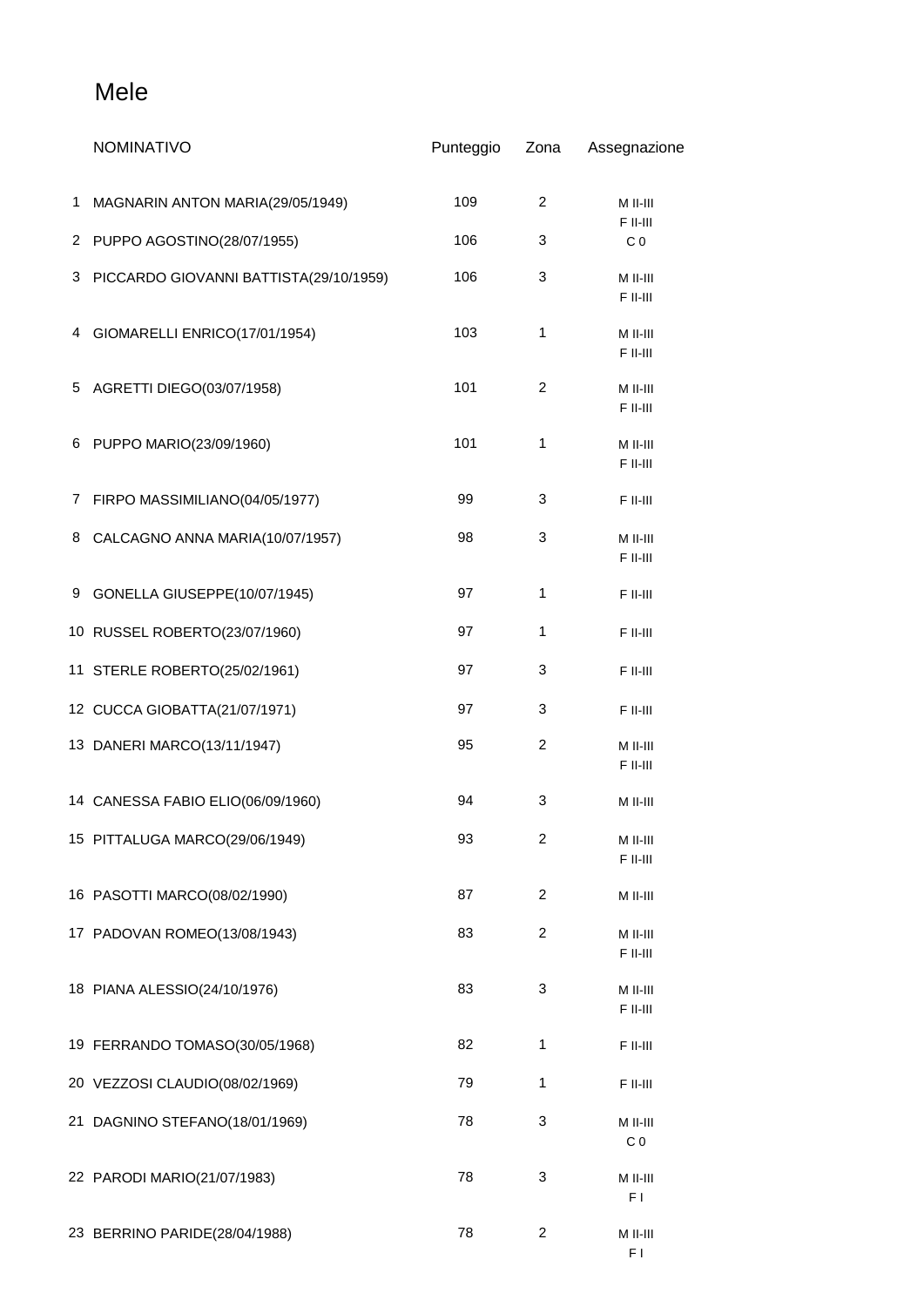# Mele

| | NOMINATIVO | Punteggio | Zona | Assegnazione |
|---|---|---|---|---|
| 1 | MAGNARIN ANTON MARIA(29/05/1949) | 109 | 2 | M II-III<br>F II-III |
| 2 | PUPPO AGOSTINO(28/07/1955) | 106 | 3 | C 0 |
| 3 | PICCARDO GIOVANNI BATTISTA(29/10/1959) | 106 | 3 | M II-III<br>F II-III |
| 4 | GIOMARELLI ENRICO(17/01/1954) | 103 | 1 | M II-III<br>F II-III |
| 5 | AGRETTI DIEGO(03/07/1958) | 101 | 2 | M II-III<br>F II-III |
| 6 | PUPPO MARIO(23/09/1960) | 101 | 1 | M II-III<br>F II-III |
| 7 | FIRPO MASSIMILIANO(04/05/1977) | 99 | 3 | F II-III |
| 8 | CALCAGNO ANNA MARIA(10/07/1957) | 98 | 3 | M II-III<br>F II-III |
| 9 | GONELLA GIUSEPPE(10/07/1945) | 97 | 1 | F II-III |
| 10 | RUSSEL ROBERTO(23/07/1960) | 97 | 1 | F II-III |
| 11 | STERLE ROBERTO(25/02/1961) | 97 | 3 | F II-III |
| 12 | CUCCA GIOBATTA(21/07/1971) | 97 | 3 | F II-III |
| 13 | DANERI MARCO(13/11/1947) | 95 | 2 | M II-III<br>F II-III |
| 14 | CANESSA FABIO ELIO(06/09/1960) | 94 | 3 | M II-III |
| 15 | PITTALUGA MARCO(29/06/1949) | 93 | 2 | M II-III<br>F II-III |
| 16 | PASOTTI MARCO(08/02/1990) | 87 | 2 | M II-III |
| 17 | PADOVAN ROMEO(13/08/1943) | 83 | 2 | M II-III<br>F II-III |
| 18 | PIANA ALESSIO(24/10/1976) | 83 | 3 | M II-III<br>F II-III |
| 19 | FERRANDO TOMASO(30/05/1968) | 82 | 1 | F II-III |
| 20 | VEZZOSI CLAUDIO(08/02/1969) | 79 | 1 | F II-III |
| 21 | DAGNINO STEFANO(18/01/1969) | 78 | 3 | M II-III<br>C 0 |
| 22 | PARODI MARIO(21/07/1983) | 78 | 3 | M II-III<br>F I |
| 23 | BERRINO PARIDE(28/04/1988) | 78 | 2 | M II-III<br>F I |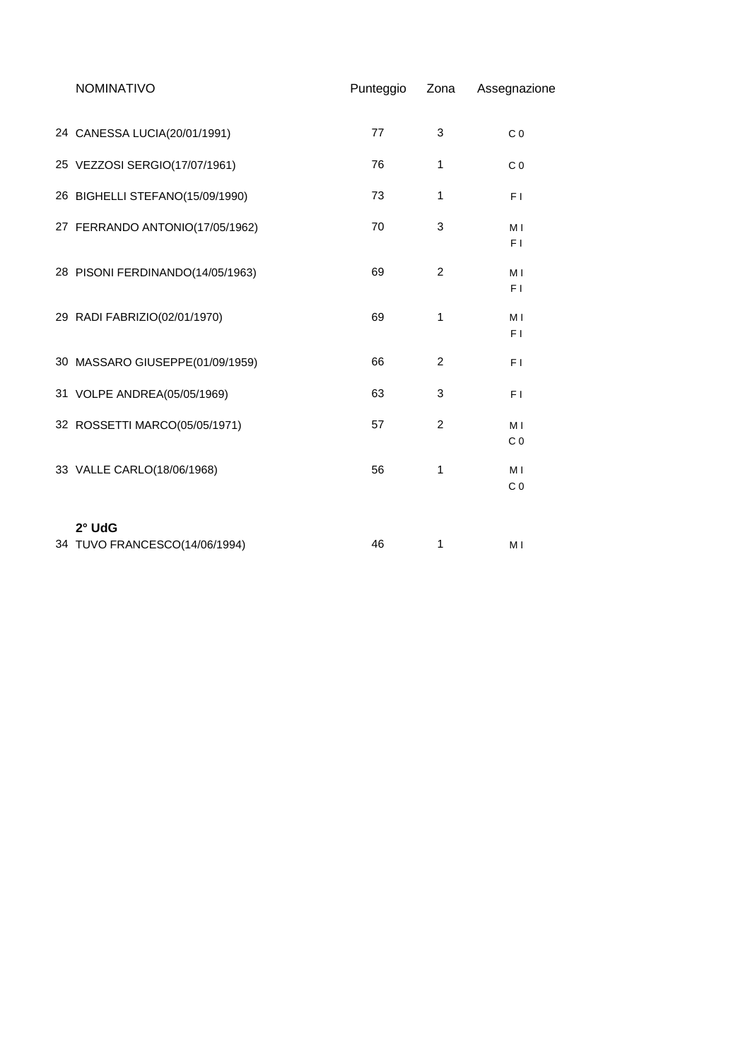| | NOMINATIVO | Punteggio | Zona | Assegnazione |
|---|---|---|---|---|
| 24 | CANESSA LUCIA(20/01/1991) | 77 | 3 | C 0 |
| 25 | VEZZOSI SERGIO(17/07/1961) | 76 | 1 | C 0 |
| 26 | BIGHELLI STEFANO(15/09/1990) | 73 | 1 | F I |
| 27 | FERRANDO ANTONIO(17/05/1962) | 70 | 3 | M I<br>F I |
| 28 | PISONI FERDINANDO(14/05/1963) | 69 | 2 | M I<br>F I |
| 29 | RADI FABRIZIO(02/01/1970) | 69 | 1 | M I<br>F I |
| 30 | MASSARO GIUSEPPE(01/09/1959) | 66 | 2 | F I |
| 31 | VOLPE ANDREA(05/05/1969) | 63 | 3 | F I |
| 32 | ROSSETTI MARCO(05/05/1971) | 57 | 2 | M I<br>C 0 |
| 33 | VALLE CARLO(18/06/1968) | 56 | 1 | M I<br>C 0 |
| | **2° UdG** | | | |
| 34 | TUVO FRANCESCO(14/06/1994) | 46 | 1 | M I |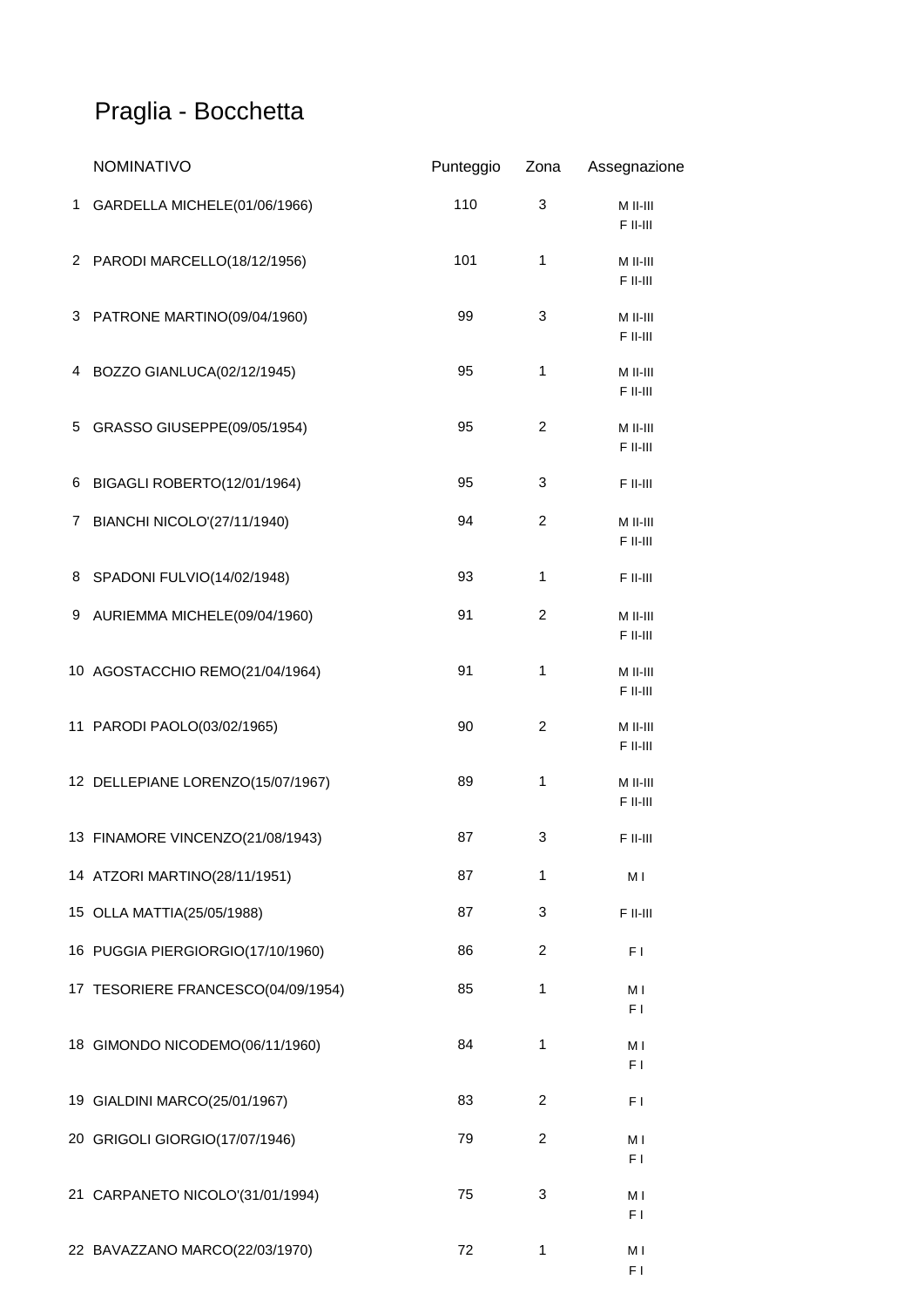# Praglia - Bocchetta

| | NOMINATIVO | Punteggio | Zona | Assegnazione |
|---|---|---|---|---|
| 1 | GARDELLA MICHELE(01/06/1966) | 110 | 3 | M II-III<br>F II-III |
| 2 | PARODI MARCELLO(18/12/1956) | 101 | 1 | M II-III<br>F II-III |
| 3 | PATRONE MARTINO(09/04/1960) | 99 | 3 | M II-III<br>F II-III |
| 4 | BOZZO GIANLUCA(02/12/1945) | 95 | 1 | M II-III<br>F II-III |
| 5 | GRASSO GIUSEPPE(09/05/1954) | 95 | 2 | M II-III<br>F II-III |
| 6 | BIGAGLI ROBERTO(12/01/1964) | 95 | 3 | F II-III |
| 7 | BIANCHI NICOLO'(27/11/1940) | 94 | 2 | M II-III<br>F II-III |
| 8 | SPADONI FULVIO(14/02/1948) | 93 | 1 | F II-III |
| 9 | AURIEMMA MICHELE(09/04/1960) | 91 | 2 | M II-III<br>F II-III |
| 10 | AGOSTACCHIO REMO(21/04/1964) | 91 | 1 | M II-III<br>F II-III |
| 11 | PARODI PAOLO(03/02/1965) | 90 | 2 | M II-III<br>F II-III |
| 12 | DELLEPIANE LORENZO(15/07/1967) | 89 | 1 | M II-III<br>F II-III |
| 13 | FINAMORE VINCENZO(21/08/1943) | 87 | 3 | F II-III |
| 14 | ATZORI MARTINO(28/11/1951) | 87 | 1 | M I |
| 15 | OLLA MATTIA(25/05/1988) | 87 | 3 | F II-III |
| 16 | PUGGIA PIERGIORGIO(17/10/1960) | 86 | 2 | F I |
| 17 | TESORIERE FRANCESCO(04/09/1954) | 85 | 1 | M I<br>F I |
| 18 | GIMONDO NICODEMO(06/11/1960) | 84 | 1 | M I<br>F I |
| 19 | GIALDINI MARCO(25/01/1967) | 83 | 2 | F I |
| 20 | GRIGOLI GIORGIO(17/07/1946) | 79 | 2 | M I<br>F I |
| 21 | CARPANETO NICOLO'(31/01/1994) | 75 | 3 | M I<br>F I |
| 22 | BAVAZZANO MARCO(22/03/1970) | 72 | 1 | M I<br>F I |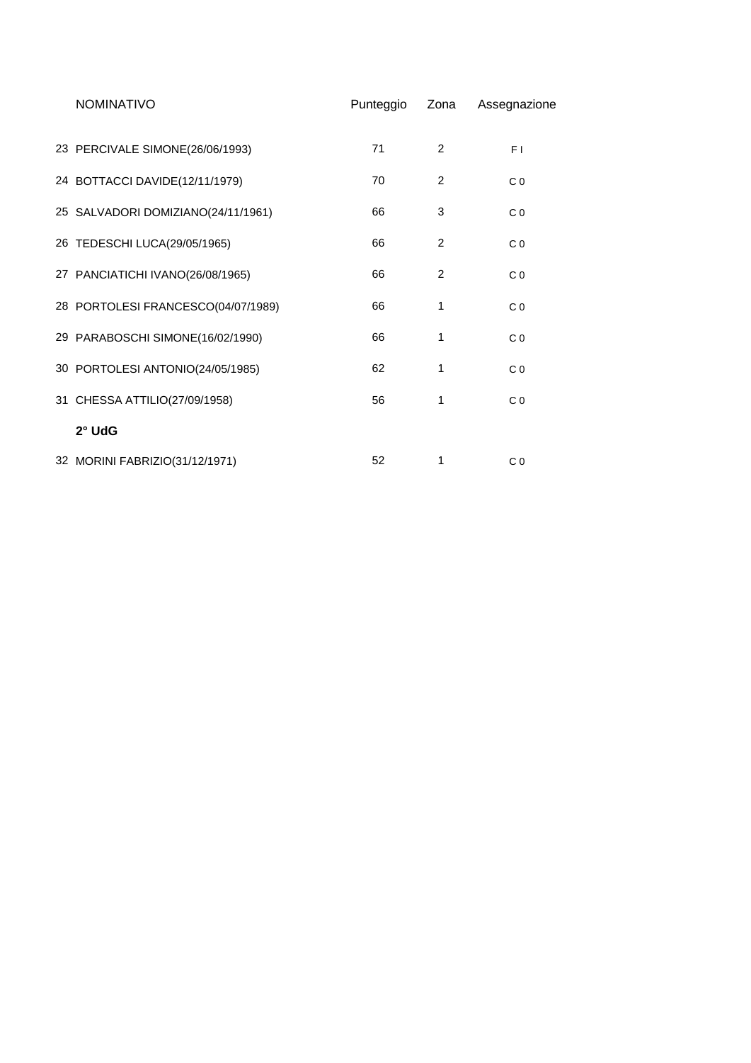|  | NOMINATIVO | Punteggio | Zona | Assegnazione |
|---|---|---|---|---|
| 23 | PERCIVALE SIMONE(26/06/1993) | 71 | 2 | F I |
| 24 | BOTTACCI DAVIDE(12/11/1979) | 70 | 2 | C 0 |
| 25 | SALVADORI DOMIZIANO(24/11/1961) | 66 | 3 | C 0 |
| 26 | TEDESCHI LUCA(29/05/1965) | 66 | 2 | C 0 |
| 27 | PANCIATICHI IVANO(26/08/1965) | 66 | 2 | C 0 |
| 28 | PORTOLESI FRANCESCO(04/07/1989) | 66 | 1 | C 0 |
| 29 | PARABOSCHI SIMONE(16/02/1990) | 66 | 1 | C 0 |
| 30 | PORTOLESI ANTONIO(24/05/1985) | 62 | 1 | C 0 |
| 31 | CHESSA ATTILIO(27/09/1958) | 56 | 1 | C 0 |
|  | **2° UdG** |  |  |  |
| 32 | MORINI FABRIZIO(31/12/1971) | 52 | 1 | C 0 |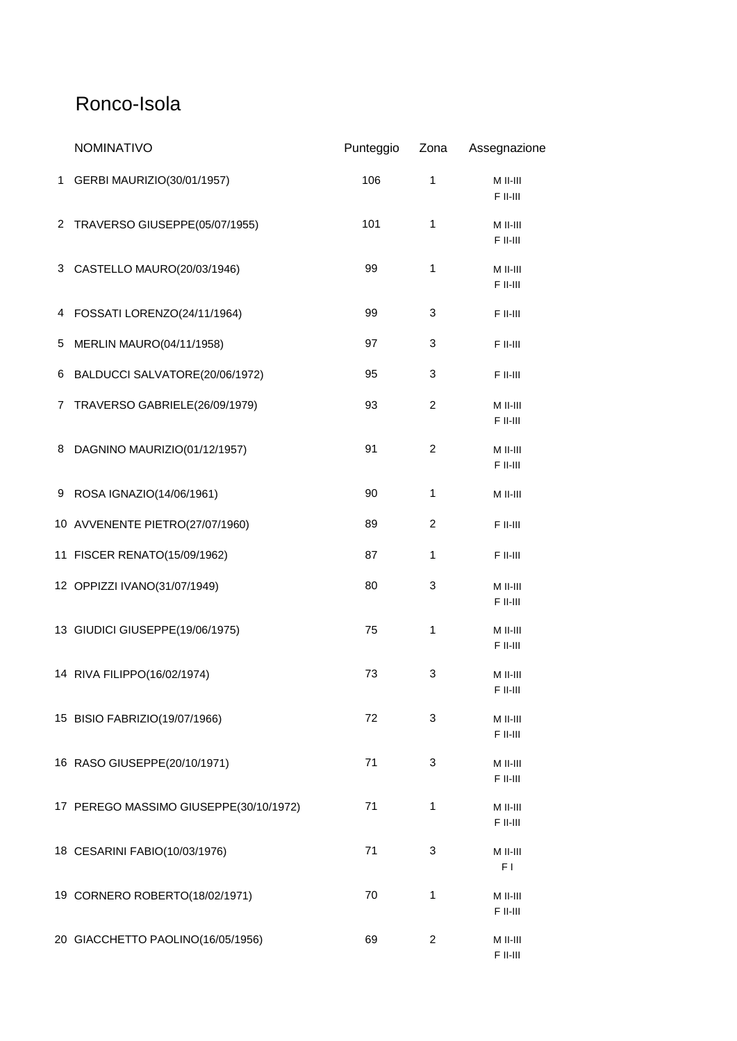# Ronco-Isola

| | NOMINATIVO | Punteggio | Zona | Assegnazione |
|---|---|---|---|---|
| 1 | GERBI MAURIZIO(30/01/1957) | 106 | 1 | M II-III<br>F II-III |
| 2 | TRAVERSO GIUSEPPE(05/07/1955) | 101 | 1 | M II-III<br>F II-III |
| 3 | CASTELLO MAURO(20/03/1946) | 99 | 1 | M II-III<br>F II-III |
| 4 | FOSSATI LORENZO(24/11/1964) | 99 | 3 | F II-III |
| 5 | MERLIN MAURO(04/11/1958) | 97 | 3 | F II-III |
| 6 | BALDUCCI SALVATORE(20/06/1972) | 95 | 3 | F II-III |
| 7 | TRAVERSO GABRIELE(26/09/1979) | 93 | 2 | M II-III<br>F II-III |
| 8 | DAGNINO MAURIZIO(01/12/1957) | 91 | 2 | M II-III<br>F II-III |
| 9 | ROSA IGNAZIO(14/06/1961) | 90 | 1 | M II-III |
| 10 | AVVENENTE PIETRO(27/07/1960) | 89 | 2 | F II-III |
| 11 | FISCER RENATO(15/09/1962) | 87 | 1 | F II-III |
| 12 | OPPIZZI IVANO(31/07/1949) | 80 | 3 | M II-III<br>F II-III |
| 13 | GIUDICI GIUSEPPE(19/06/1975) | 75 | 1 | M II-III<br>F II-III |
| 14 | RIVA FILIPPO(16/02/1974) | 73 | 3 | M II-III<br>F II-III |
| 15 | BISIO FABRIZIO(19/07/1966) | 72 | 3 | M II-III<br>F II-III |
| 16 | RASO GIUSEPPE(20/10/1971) | 71 | 3 | M II-III<br>F II-III |
| 17 | PEREGO MASSIMO GIUSEPPE(30/10/1972) | 71 | 1 | M II-III<br>F II-III |
| 18 | CESARINI FABIO(10/03/1976) | 71 | 3 | M II-III<br>F I |
| 19 | CORNERO ROBERTO(18/02/1971) | 70 | 1 | M II-III<br>F II-III |
| 20 | GIACCHETTO PAOLINO(16/05/1956) | 69 | 2 | M II-III<br>F II-III |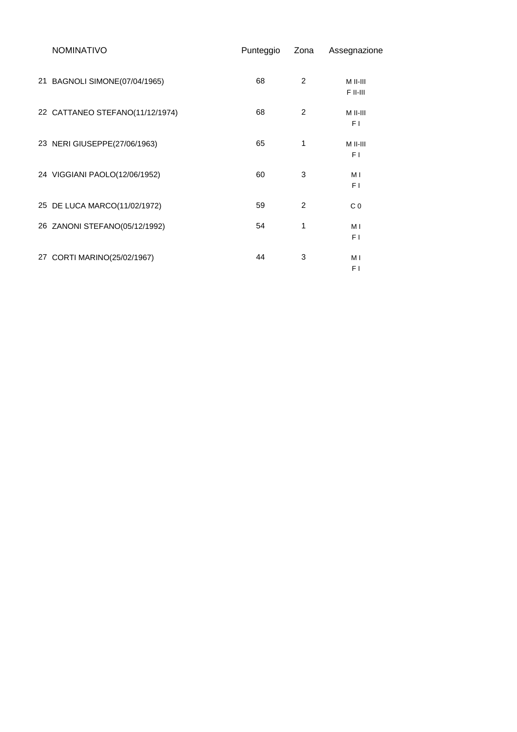| | NOMINATIVO | Punteggio | Zona | Assegnazione |
|---|---|---|---|---|
| 21 | BAGNOLI SIMONE(07/04/1965) | 68 | 2 | M II-III<br>F II-III |
| 22 | CATTANEO STEFANO(11/12/1974) | 68 | 2 | M II-III<br>F I |
| 23 | NERI GIUSEPPE(27/06/1963) | 65 | 1 | M II-III<br>F I |
| 24 | VIGGIANI PAOLO(12/06/1952) | 60 | 3 | M I<br>F I |
| 25 | DE LUCA MARCO(11/02/1972) | 59 | 2 | C 0 |
| 26 | ZANONI STEFANO(05/12/1992) | 54 | 1 | M I<br>F I |
| 27 | CORTI MARINO(25/02/1967) | 44 | 3 | M I<br>F I |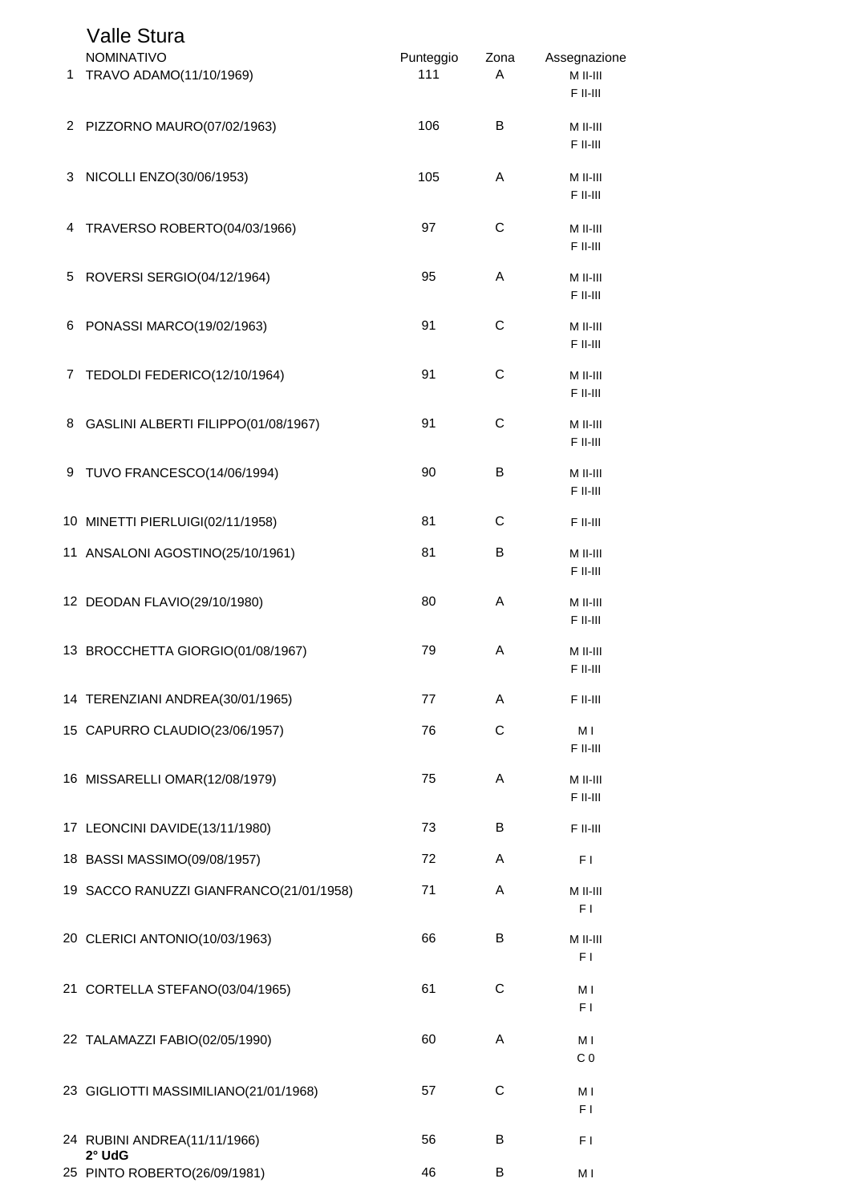# Valle Stura

| | NOMINATIVO | Punteggio | Zona | Assegnazione |
|---|---|---|---|---|
| 1 | TRAVO ADAMO(11/10/1969) | 111 | A | M II-III<br>F II-III |
| 2 | PIZZORNO MAURO(07/02/1963) | 106 | B | M II-III<br>F II-III |
| 3 | NICOLLI ENZO(30/06/1953) | 105 | A | M II-III<br>F II-III |
| 4 | TRAVERSO ROBERTO(04/03/1966) | 97 | C | M II-III<br>F II-III |
| 5 | ROVERSI SERGIO(04/12/1964) | 95 | A | M II-III<br>F II-III |
| 6 | PONASSI MARCO(19/02/1963) | 91 | C | M II-III<br>F II-III |
| 7 | TEDOLDI FEDERICO(12/10/1964) | 91 | C | M II-III<br>F II-III |
| 8 | GASLINI ALBERTI FILIPPO(01/08/1967) | 91 | C | M II-III<br>F II-III |
| 9 | TUVO FRANCESCO(14/06/1994) | 90 | B | M II-III<br>F II-III |
| 10 | MINETTI PIERLUIGI(02/11/1958) | 81 | C | F II-III |
| 11 | ANSALONI AGOSTINO(25/10/1961) | 81 | B | M II-III<br>F II-III |
| 12 | DEODAN FLAVIO(29/10/1980) | 80 | A | M II-III<br>F II-III |
| 13 | BROCCHETTA GIORGIO(01/08/1967) | 79 | A | M II-III<br>F II-III |
| 14 | TERENZIANI ANDREA(30/01/1965) | 77 | A | F II-III |
| 15 | CAPURRO CLAUDIO(23/06/1957) | 76 | C | M I<br>F II-III |
| 16 | MISSARELLI OMAR(12/08/1979) | 75 | A | M II-III<br>F II-III |
| 17 | LEONCINI DAVIDE(13/11/1980) | 73 | B | F II-III |
| 18 | BASSI MASSIMO(09/08/1957) | 72 | A | F I |
| 19 | SACCO RANUZZI GIANFRANCO(21/01/1958) | 71 | A | M II-III<br>F I |
| 20 | CLERICI ANTONIO(10/03/1963) | 66 | B | M II-III<br>F I |
| 21 | CORTELLA STEFANO(03/04/1965) | 61 | C | M I<br>F I |
| 22 | TALAMAZZI FABIO(02/05/1990) | 60 | A | M I<br>C 0 |
| 23 | GIGLIOTTI MASSIMILIANO(21/01/1968) | 57 | C | M I<br>F I |
| 24 | RUBINI ANDREA(11/11/1966) | 56 | B | F I |
| | **2° UdG** | | | |
| 25 | PINTO ROBERTO(26/09/1981) | 46 | B | M I |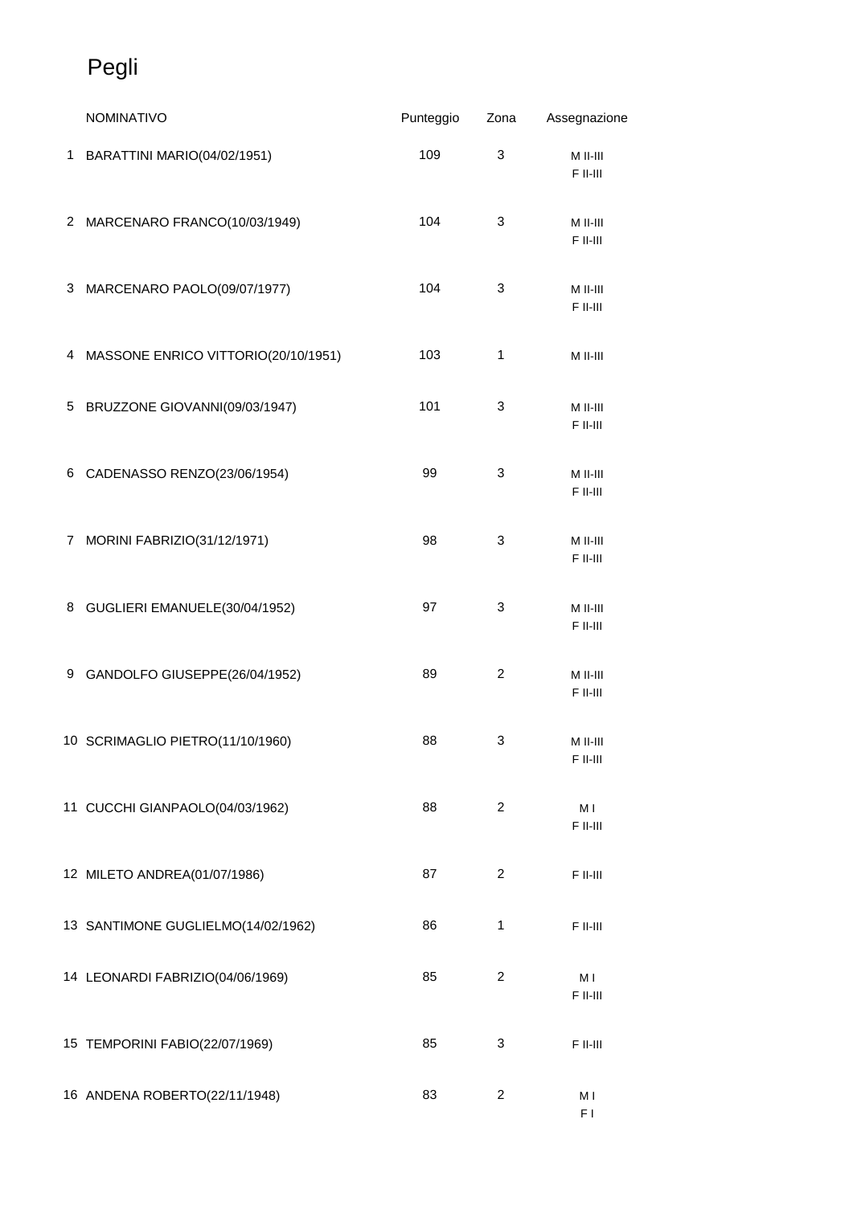# Pegli

| | NOMINATIVO | Punteggio | Zona | Assegnazione |
|---|---|---|---|---|
| 1 | BARATTINI MARIO(04/02/1951) | 109 | 3 | M II-III<br>F II-III |
| 2 | MARCENARO FRANCO(10/03/1949) | 104 | 3 | M II-III<br>F II-III |
| 3 | MARCENARO PAOLO(09/07/1977) | 104 | 3 | M II-III<br>F II-III |
| 4 | MASSONE ENRICO VITTORIO(20/10/1951) | 103 | 1 | M II-III |
| 5 | BRUZZONE GIOVANNI(09/03/1947) | 101 | 3 | M II-III<br>F II-III |
| 6 | CADENASSO RENZO(23/06/1954) | 99 | 3 | M II-III<br>F II-III |
| 7 | MORINI FABRIZIO(31/12/1971) | 98 | 3 | M II-III<br>F II-III |
| 8 | GUGLIERI EMANUELE(30/04/1952) | 97 | 3 | M II-III<br>F II-III |
| 9 | GANDOLFO GIUSEPPE(26/04/1952) | 89 | 2 | M II-III<br>F II-III |
| 10 | SCRIMAGLIO PIETRO(11/10/1960) | 88 | 3 | M II-III<br>F II-III |
| 11 | CUCCHI GIANPAOLO(04/03/1962) | 88 | 2 | M I<br>F II-III |
| 12 | MILETO ANDREA(01/07/1986) | 87 | 2 | F II-III |
| 13 | SANTIMONE GUGLIELMO(14/02/1962) | 86 | 1 | F II-III |
| 14 | LEONARDI FABRIZIO(04/06/1969) | 85 | 2 | M I<br>F II-III |
| 15 | TEMPORINI FABIO(22/07/1969) | 85 | 3 | F II-III |
| 16 | ANDENA ROBERTO(22/11/1948) | 83 | 2 | M I<br>F I |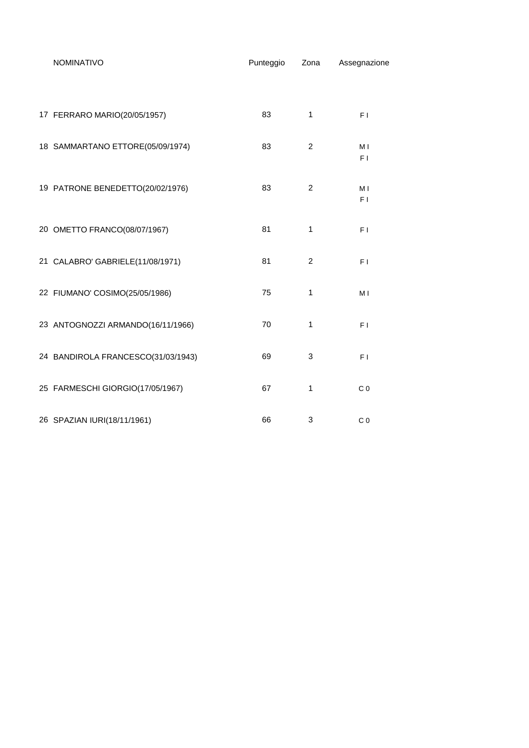| | NOMINATIVO | Punteggio | Zona | Assegnazione |
|---|---|---|---|---|
| 17 | FERRARO MARIO(20/05/1957) | 83 | 1 | F I |
| 18 | SAMMARTANO ETTORE(05/09/1974) | 83 | 2 | M I<br>F I |
| 19 | PATRONE BENEDETTO(20/02/1976) | 83 | 2 | M I<br>F I |
| 20 | OMETTO FRANCO(08/07/1967) | 81 | 1 | F I |
| 21 | CALABRO' GABRIELE(11/08/1971) | 81 | 2 | F I |
| 22 | FIUMANO' COSIMO(25/05/1986) | 75 | 1 | M I |
| 23 | ANTOGNOZZI ARMANDO(16/11/1966) | 70 | 1 | F I |
| 24 | BANDIROLA FRANCESCO(31/03/1943) | 69 | 3 | F I |
| 25 | FARMESCHI GIORGIO(17/05/1967) | 67 | 1 | C 0 |
| 26 | SPAZIAN IURI(18/11/1961) | 66 | 3 | C 0 |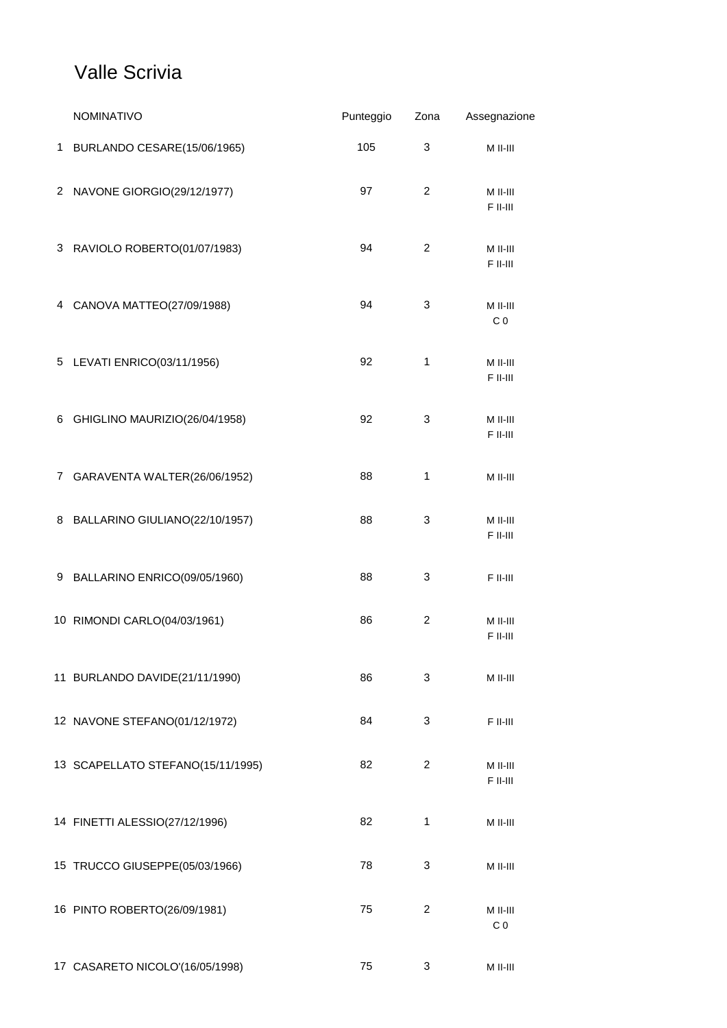# Valle Scrivia

| | NOMINATIVO | Punteggio | Zona | Assegnazione |
|---|---|---|---|---|
| 1 | BURLANDO CESARE(15/06/1965) | 105 | 3 | M II-III |
| 2 | NAVONE GIORGIO(29/12/1977) | 97 | 2 | M II-III<br>F II-III |
| 3 | RAVIOLO ROBERTO(01/07/1983) | 94 | 2 | M II-III<br>F II-III |
| 4 | CANOVA MATTEO(27/09/1988) | 94 | 3 | M II-III<br>C 0 |
| 5 | LEVATI ENRICO(03/11/1956) | 92 | 1 | M II-III<br>F II-III |
| 6 | GHIGLINO MAURIZIO(26/04/1958) | 92 | 3 | M II-III<br>F II-III |
| 7 | GARAVENTA WALTER(26/06/1952) | 88 | 1 | M II-III |
| 8 | BALLARINO GIULIANO(22/10/1957) | 88 | 3 | M II-III<br>F II-III |
| 9 | BALLARINO ENRICO(09/05/1960) | 88 | 3 | F II-III |
| 10 | RIMONDI CARLO(04/03/1961) | 86 | 2 | M II-III<br>F II-III |
| 11 | BURLANDO DAVIDE(21/11/1990) | 86 | 3 | M II-III |
| 12 | NAVONE STEFANO(01/12/1972) | 84 | 3 | F II-III |
| 13 | SCAPELLATO STEFANO(15/11/1995) | 82 | 2 | M II-III<br>F II-III |
| 14 | FINETTI ALESSIO(27/12/1996) | 82 | 1 | M II-III |
| 15 | TRUCCO GIUSEPPE(05/03/1966) | 78 | 3 | M II-III |
| 16 | PINTO ROBERTO(26/09/1981) | 75 | 2 | M II-III<br>C 0 |
| 17 | CASARETO NICOLO'(16/05/1998) | 75 | 3 | M II-III |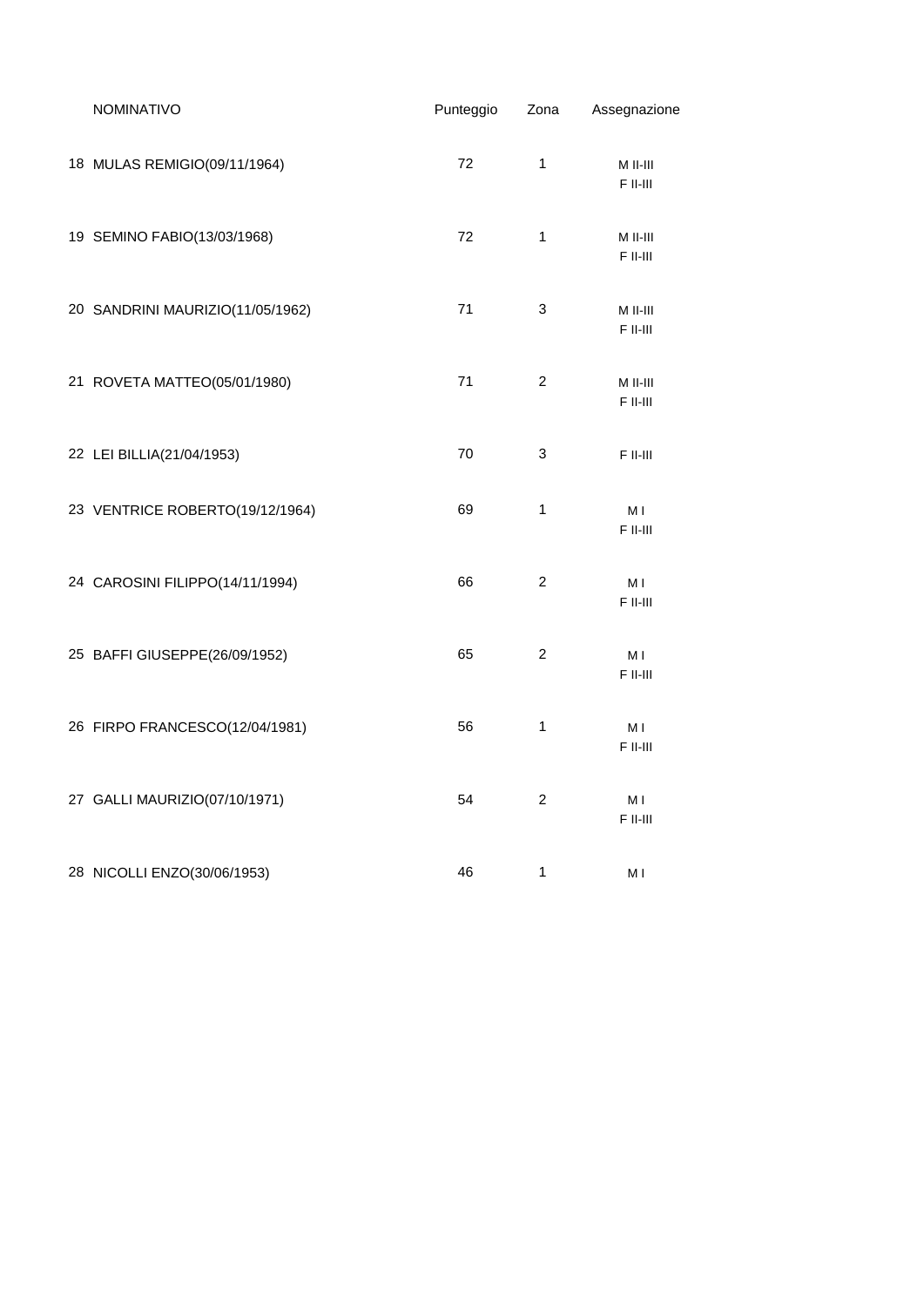| | NOMINATIVO | Punteggio | Zona | Assegnazione |
|---|---|---|---|---|
| 18 | MULAS REMIGIO(09/11/1964) | 72 | 1 | M II-III<br>F II-III |
| 19 | SEMINO FABIO(13/03/1968) | 72 | 1 | M II-III<br>F II-III |
| 20 | SANDRINI MAURIZIO(11/05/1962) | 71 | 3 | M II-III<br>F II-III |
| 21 | ROVETA MATTEO(05/01/1980) | 71 | 2 | M II-III<br>F II-III |
| 22 | LEI BILLIA(21/04/1953) | 70 | 3 | F II-III |
| 23 | VENTRICE ROBERTO(19/12/1964) | 69 | 1 | M I<br>F II-III |
| 24 | CAROSINI FILIPPO(14/11/1994) | 66 | 2 | M I<br>F II-III |
| 25 | BAFFI GIUSEPPE(26/09/1952) | 65 | 2 | M I<br>F II-III |
| 26 | FIRPO FRANCESCO(12/04/1981) | 56 | 1 | M I<br>F II-III |
| 27 | GALLI MAURIZIO(07/10/1971) | 54 | 2 | M I<br>F II-III |
| 28 | NICOLLI ENZO(30/06/1953) | 46 | 1 | M I |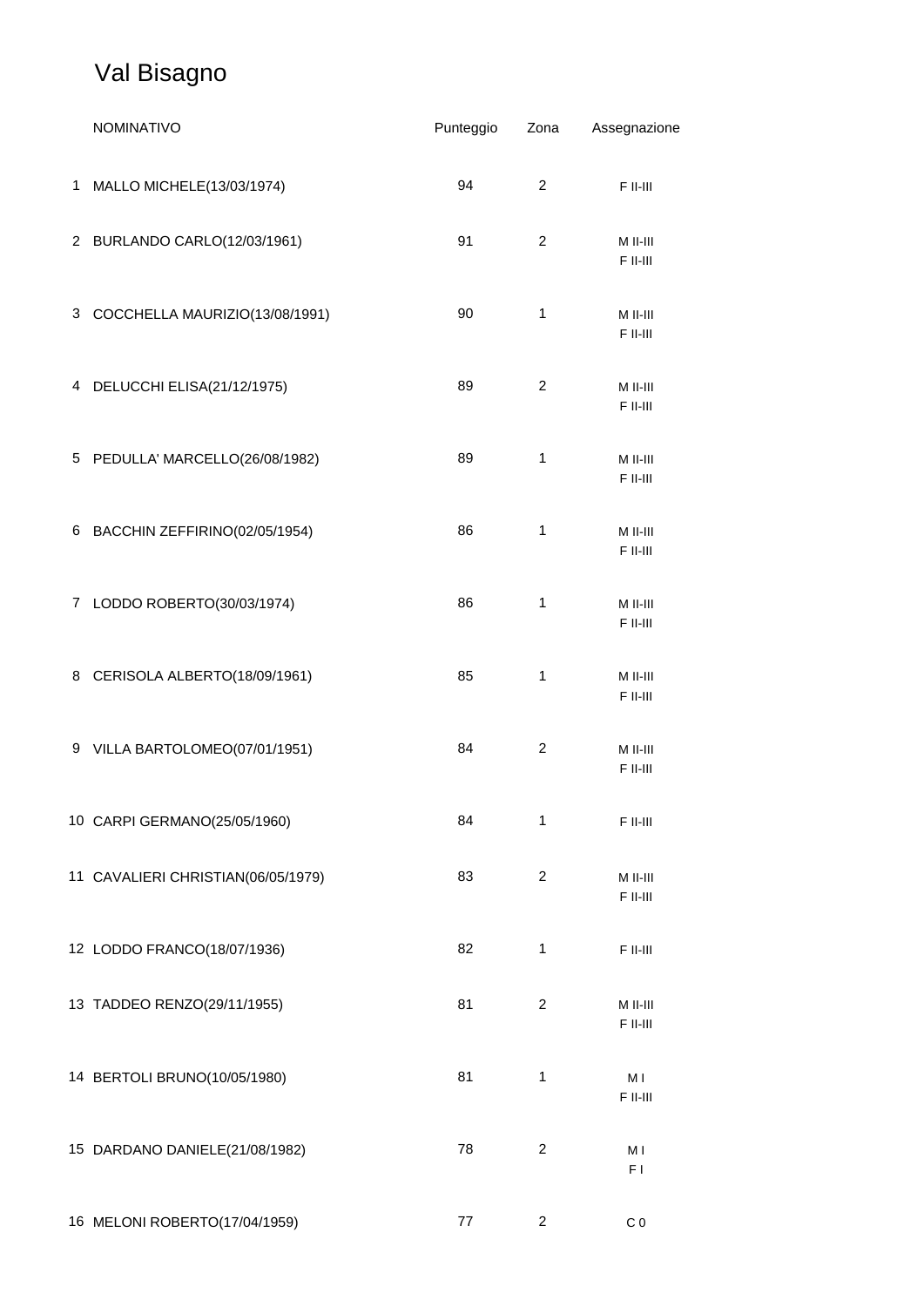# Val Bisagno

| | NOMINATIVO | Punteggio | Zona | Assegnazione |
|---|---|---|---|---|
| 1 | MALLO MICHELE(13/03/1974) | 94 | 2 | F II-III |
| 2 | BURLANDO CARLO(12/03/1961) | 91 | 2 | M II-III<br>F II-III |
| 3 | COCCHELLA MAURIZIO(13/08/1991) | 90 | 1 | M II-III<br>F II-III |
| 4 | DELUCCHI ELISA(21/12/1975) | 89 | 2 | M II-III<br>F II-III |
| 5 | PEDULLA' MARCELLO(26/08/1982) | 89 | 1 | M II-III<br>F II-III |
| 6 | BACCHIN ZEFFIRINO(02/05/1954) | 86 | 1 | M II-III<br>F II-III |
| 7 | LODDO ROBERTO(30/03/1974) | 86 | 1 | M II-III<br>F II-III |
| 8 | CERISOLA ALBERTO(18/09/1961) | 85 | 1 | M II-III<br>F II-III |
| 9 | VILLA BARTOLOMEO(07/01/1951) | 84 | 2 | M II-III<br>F II-III |
| 10 | CARPI GERMANO(25/05/1960) | 84 | 1 | F II-III |
| 11 | CAVALIERI CHRISTIAN(06/05/1979) | 83 | 2 | M II-III<br>F II-III |
| 12 | LODDO FRANCO(18/07/1936) | 82 | 1 | F II-III |
| 13 | TADDEO RENZO(29/11/1955) | 81 | 2 | M II-III<br>F II-III |
| 14 | BERTOLI BRUNO(10/05/1980) | 81 | 1 | M I<br>F II-III |
| 15 | DARDANO DANIELE(21/08/1982) | 78 | 2 | M I<br>F I |
| 16 | MELONI ROBERTO(17/04/1959) | 77 | 2 | C 0 |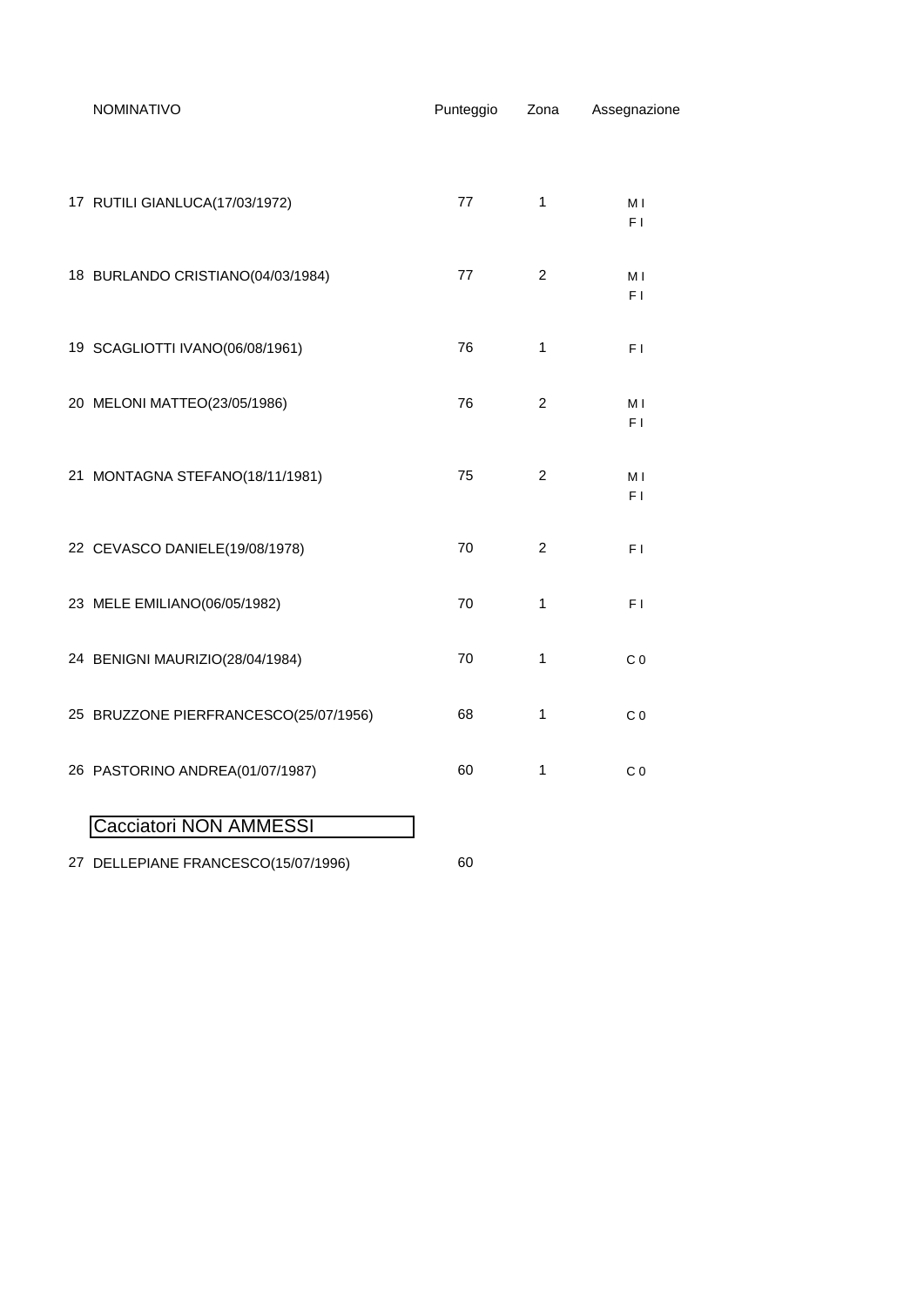| | NOMINATIVO | Punteggio | Zona | Assegnazione |
|---|---|---|---|---|
| 17 | RUTILI GIANLUCA(17/03/1972) | 77 | 1 | M I<br>F I |
| 18 | BURLANDO CRISTIANO(04/03/1984) | 77 | 2 | M I<br>F I |
| 19 | SCAGLIOTTI IVANO(06/08/1961) | 76 | 1 | F I |
| 20 | MELONI MATTEO(23/05/1986) | 76 | 2 | M I<br>F I |
| 21 | MONTAGNA STEFANO(18/11/1981) | 75 | 2 | M I<br>F I |
| 22 | CEVASCO DANIELE(19/08/1978) | 70 | 2 | F I |
| 23 | MELE EMILIANO(06/05/1982) | 70 | 1 | F I |
| 24 | BENIGNI MAURIZIO(28/04/1984) | 70 | 1 | C 0 |
| 25 | BRUZZONE PIERFRANCESCO(25/07/1956) | 68 | 1 | C 0 |
| 26 | PASTORINO ANDREA(01/07/1987) | 60 | 1 | C 0 |

## Cacciatori NON AMMESSI

| | NOMINATIVO | Punteggio |
|---|---|---|
| 27 | DELLEPIANE FRANCESCO(15/07/1996) | 60 |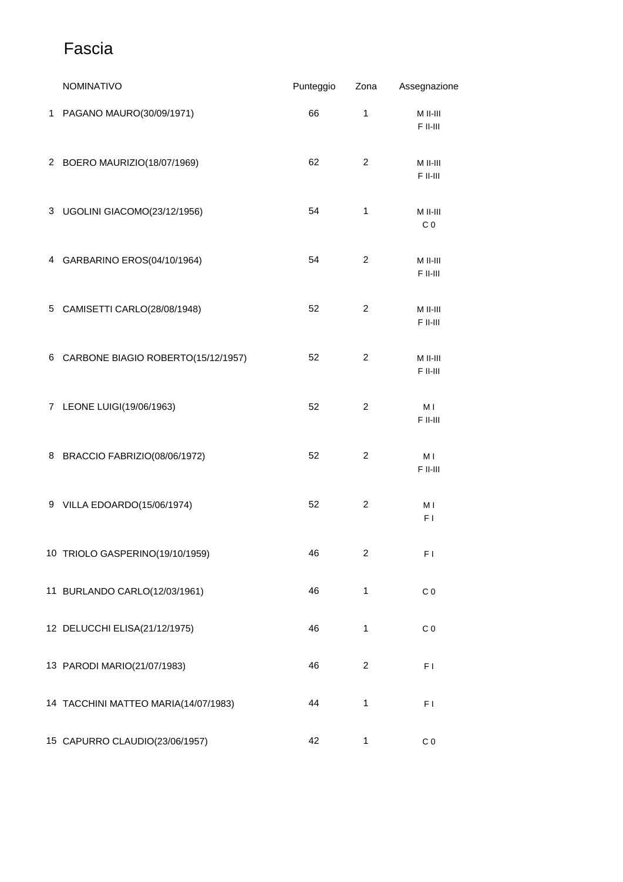# Fascia

| | NOMINATIVO | Punteggio | Zona | Assegnazione |
|---|---|---|---|---|
| 1 | PAGANO MAURO(30/09/1971) | 66 | 1 | M II-III<br>F II-III |
| 2 | BOERO MAURIZIO(18/07/1969) | 62 | 2 | M II-III<br>F II-III |
| 3 | UGOLINI GIACOMO(23/12/1956) | 54 | 1 | M II-III<br>C 0 |
| 4 | GARBARINO EROS(04/10/1964) | 54 | 2 | M II-III<br>F II-III |
| 5 | CAMISETTI CARLO(28/08/1948) | 52 | 2 | M II-III<br>F II-III |
| 6 | CARBONE BIAGIO ROBERTO(15/12/1957) | 52 | 2 | M II-III<br>F II-III |
| 7 | LEONE LUIGI(19/06/1963) | 52 | 2 | M I<br>F II-III |
| 8 | BRACCIO FABRIZIO(08/06/1972) | 52 | 2 | M I<br>F II-III |
| 9 | VILLA EDOARDO(15/06/1974) | 52 | 2 | M I<br>F I |
| 10 | TRIOLO GASPERINO(19/10/1959) | 46 | 2 | F I |
| 11 | BURLANDO CARLO(12/03/1961) | 46 | 1 | C 0 |
| 12 | DELUCCHI ELISA(21/12/1975) | 46 | 1 | C 0 |
| 13 | PARODI MARIO(21/07/1983) | 46 | 2 | F I |
| 14 | TACCHINI MATTEO MARIA(14/07/1983) | 44 | 1 | F I |
| 15 | CAPURRO CLAUDIO(23/06/1957) | 42 | 1 | C 0 |